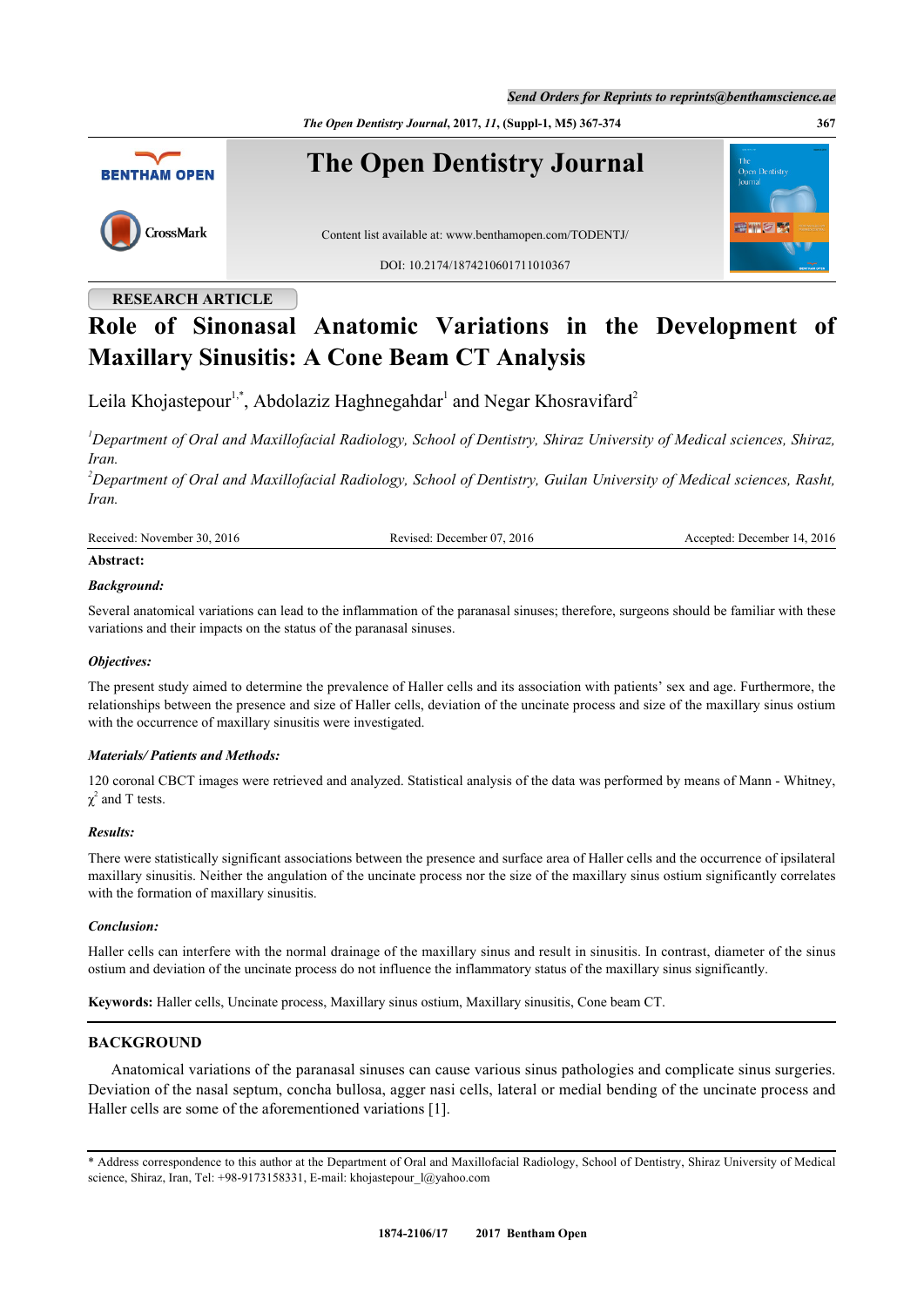RESEARCH ARTICLE

# Role of Sinonasal Anatomic Variations in the Development of Maxillary Sinusitis: A Cone Beam CT Analysis

Leila Khojastepour[1,*], Abdolaziz Haghnegahdar[1] and Negar Khosravifard[2]

[1]*Department of Oral and Maxillofacial Radiology, School of Dentistry, Shiraz University of Medical sciences, Shiraz, Iran.*

[2]*Department of Oral and Maxillofacial Radiology, School of Dentistry, Guilan University of Medical sciences, Rasht, Iran.*

Received: November 30, 2016 Revised: December 07, 2016 Accepted: December 14, 2016

**Abstract:**

***Background:***

Several anatomical variations can lead to the inflammation of the paranasal sinuses; therefore, surgeons should be familiar with these variations and their impacts on the status of the paranasal sinuses.

***Objectives:***

The present study aimed to determine the prevalence of Haller cells and its association with patients' sex and age. Furthermore, the relationships between the presence and size of Haller cells, deviation of the uncinate process and size of the maxillary sinus ostium with the occurrence of maxillary sinusitis were investigated.

***Materials/ Patients and Methods:***

120 coronal CBCT images were retrieved and analyzed. Statistical analysis of the data was performed by means of Mann - Whitney, $\chi^2$ and T tests.

***Results:***

There were statistically significant associations between the presence and surface area of Haller cells and the occurrence of ipsilateral maxillary sinusitis. Neither the angulation of the uncinate process nor the size of the maxillary sinus ostium significantly correlates with the formation of maxillary sinusitis.

***Conclusion:***

Haller cells can interfere with the normal drainage of the maxillary sinus and result in sinusitis. In contrast, diameter of the sinus ostium and deviation of the uncinate process do not influence the inflammatory status of the maxillary sinus significantly.

**Keywords:** Haller cells, Uncinate process, Maxillary sinus ostium, Maxillary sinusitis, Cone beam CT.

## BACKGROUND

Anatomical variations of the paranasal sinuses can cause various sinus pathologies and complicate sinus surgeries. Deviation of the nasal septum, concha bullosa, agger nasi cells, lateral or medial bending of the uncinate process and Haller cells are some of the aforementioned variations [1].

* Address correspondence to this author at the Department of Oral and Maxillofacial Radiology, School of Dentistry, Shiraz University of Medical science, Shiraz, Iran, Tel: +98-9173158331, E-mail: khojastepour_l@yahoo.com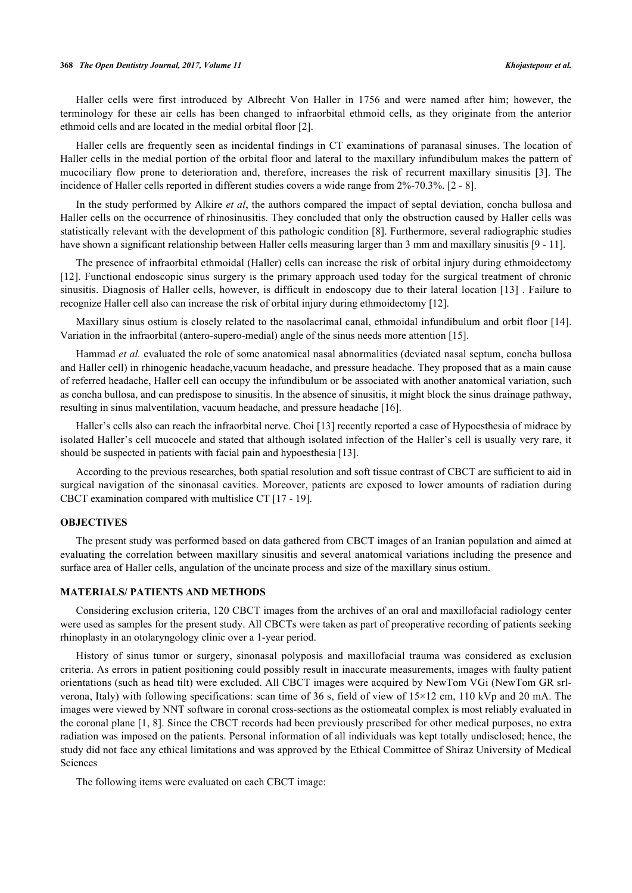Haller cells were first introduced by Albrecht Von Haller in 1756 and were named after him; however, the terminology for these air cells has been changed to infraorbital ethmoid cells, as they originate from the anterior ethmoid cells and are located in the medial orbital floor [2].

Haller cells are frequently seen as incidental findings in CT examinations of paranasal sinuses. The location of Haller cells in the medial portion of the orbital floor and lateral to the maxillary infundibulum makes the pattern of mucociliary flow prone to deterioration and, therefore, increases the risk of recurrent maxillary sinusitis [3]. The incidence of Haller cells reported in different studies covers a wide range from 2%-70.3%. [2 - 8].

In the study performed by Alkire *et al*, the authors compared the impact of septal deviation, concha bullosa and Haller cells on the occurrence of rhinosinusitis. They concluded that only the obstruction caused by Haller cells was statistically relevant with the development of this pathologic condition [8]. Furthermore, several radiographic studies have shown a significant relationship between Haller cells measuring larger than 3 mm and maxillary sinusitis [9 - 11].

The presence of infraorbital ethmoidal (Haller) cells can increase the risk of orbital injury during ethmoidectomy [12]. Functional endoscopic sinus surgery is the primary approach used today for the surgical treatment of chronic sinusitis. Diagnosis of Haller cells, however, is difficult in endoscopy due to their lateral location [13] . Failure to recognize Haller cell also can increase the risk of orbital injury during ethmoidectomy [12].

Maxillary sinus ostium is closely related to the nasolacrimal canal, ethmoidal infundibulum and orbit floor [14]. Variation in the infraorbital (antero-supero-medial) angle of the sinus needs more attention [15].

Hammad *et al.* evaluated the role of some anatomical nasal abnormalities (deviated nasal septum, concha bullosa and Haller cell) in rhinogenic headache,vacuum headache, and pressure headache. They proposed that as a main cause of referred headache, Haller cell can occupy the infundibulum or be associated with another anatomical variation, such as concha bullosa, and can predispose to sinusitis. In the absence of sinusitis, it might block the sinus drainage pathway, resulting in sinus malventilation, vacuum headache, and pressure headache [16].

Haller's cells also can reach the infraorbital nerve. Choi [13] recently reported a case of Hypoesthesia of midrace by isolated Haller's cell mucocele and stated that although isolated infection of the Haller's cell is usually very rare, it should be suspected in patients with facial pain and hypoesthesia [13].

According to the previous researches, both spatial resolution and soft tissue contrast of CBCT are sufficient to aid in surgical navigation of the sinonasal cavities. Moreover, patients are exposed to lower amounts of radiation during CBCT examination compared with multislice CT [17 - 19].

## OBJECTIVES

The present study was performed based on data gathered from CBCT images of an Iranian population and aimed at evaluating the correlation between maxillary sinusitis and several anatomical variations including the presence and surface area of Haller cells, angulation of the uncinate process and size of the maxillary sinus ostium.

## MATERIALS/ PATIENTS AND METHODS

Considering exclusion criteria, 120 CBCT images from the archives of an oral and maxillofacial radiology center were used as samples for the present study. All CBCTs were taken as part of preoperative recording of patients seeking rhinoplasty in an otolaryngology clinic over a 1-year period.

History of sinus tumor or surgery, sinonasal polyposis and maxillofacial trauma was considered as exclusion criteria. As errors in patient positioning could possibly result in inaccurate measurements, images with faulty patient orientations (such as head tilt) were excluded. All CBCT images were acquired by NewTom VGi (NewTom GR srl-verona, Italy) with following specifications: scan time of 36 s, field of view of 15×12 cm, 110 kVp and 20 mA. The images were viewed by NNT software in coronal cross-sections as the ostiomeatal complex is most reliably evaluated in the coronal plane [1, 8]. Since the CBCT records had been previously prescribed for other medical purposes, no extra radiation was imposed on the patients. Personal information of all individuals was kept totally undisclosed; hence, the study did not face any ethical limitations and was approved by the Ethical Committee of Shiraz University of Medical Sciences

The following items were evaluated on each CBCT image: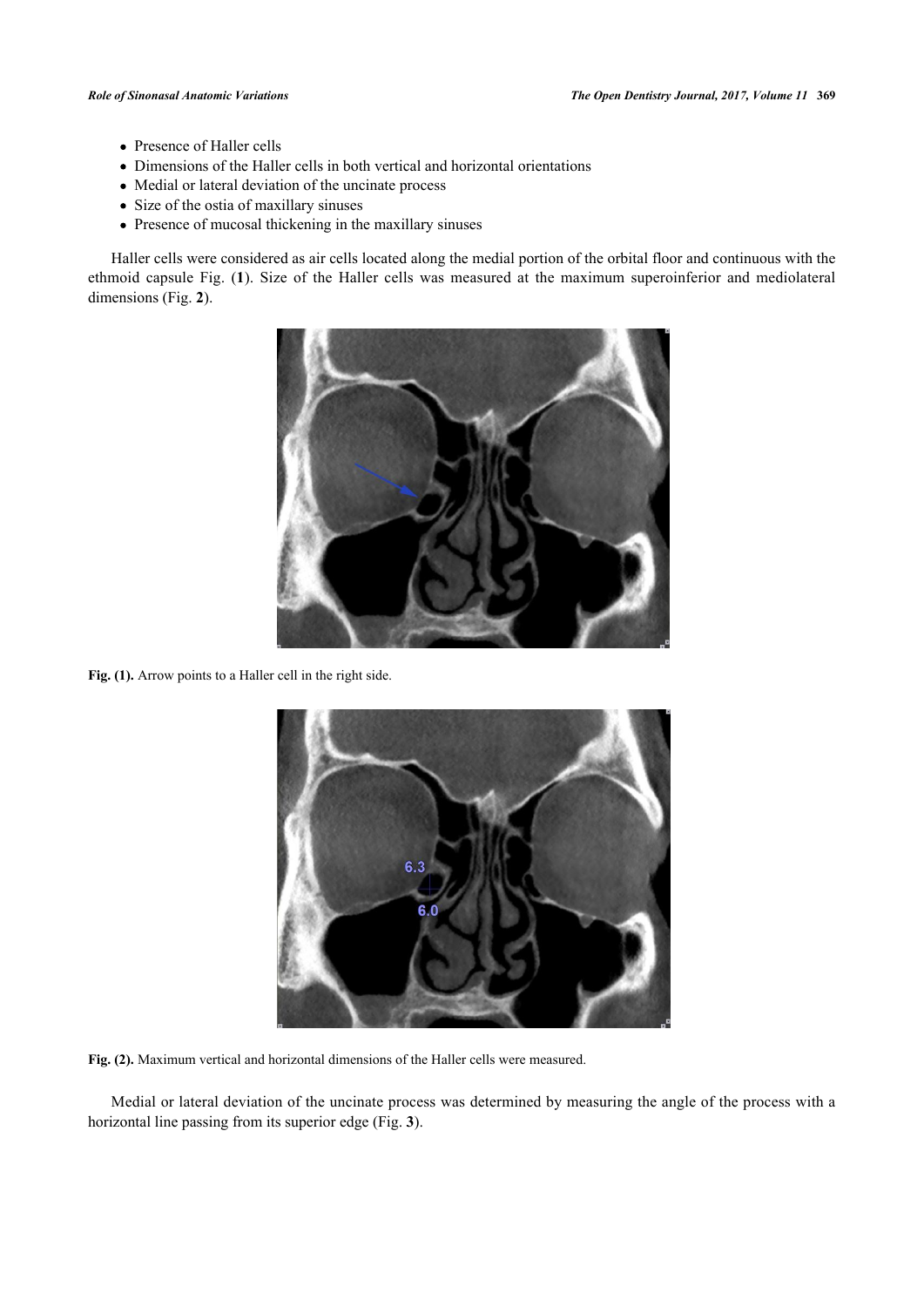- Presence of Haller cells
- Dimensions of the Haller cells in both vertical and horizontal orientations
- Medial or lateral deviation of the uncinate process
- Size of the ostia of maxillary sinuses
- Presence of mucosal thickening in the maxillary sinuses

Haller cells were considered as air cells located along the medial portion of the orbital floor and continuous with the ethmoid capsule Fig. (**1**). Size of the Haller cells was measured at the maximum superoinferior and mediolateral dimensions (Fig. **2**).

**Fig. (1).** Arrow points to a Haller cell in the right side.

**Fig. (2).** Maximum vertical and horizontal dimensions of the Haller cells were measured.

Medial or lateral deviation of the uncinate process was determined by measuring the angle of the process with a horizontal line passing from its superior edge (Fig. **3**).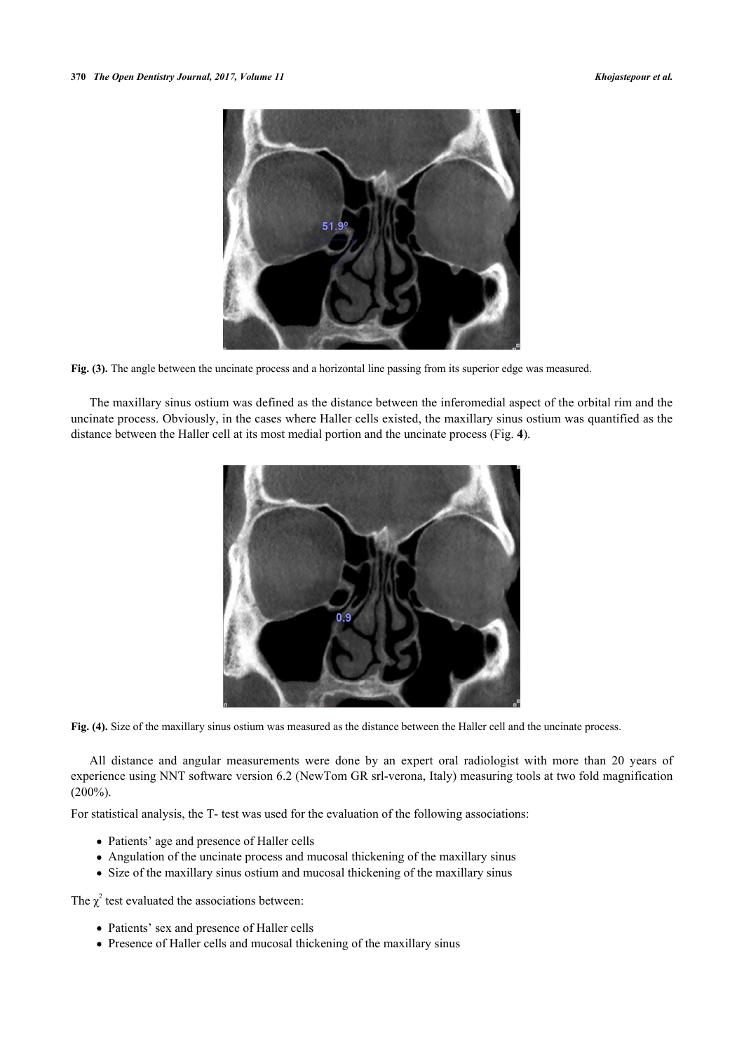**Fig. (3).** The angle between the uncinate process and a horizontal line passing from its superior edge was measured.

The maxillary sinus ostium was defined as the distance between the inferomedial aspect of the orbital rim and the uncinate process. Obviously, in the cases where Haller cells existed, the maxillary sinus ostium was quantified as the distance between the Haller cell at its most medial portion and the uncinate process (Fig. **4**).

**Fig. (4).** Size of the maxillary sinus ostium was measured as the distance between the Haller cell and the uncinate process.

All distance and angular measurements were done by an expert oral radiologist with more than 20 years of experience using NNT software version 6.2 (NewTom GR srl-verona, Italy) measuring tools at two fold magnification (200%).

For statistical analysis, the T- test was used for the evaluation of the following associations:

- Patients' age and presence of Haller cells
- Angulation of the uncinate process and mucosal thickening of the maxillary sinus
- Size of the maxillary sinus ostium and mucosal thickening of the maxillary sinus

The $\chi^2$ test evaluated the associations between:

- Patients' sex and presence of Haller cells
- Presence of Haller cells and mucosal thickening of the maxillary sinus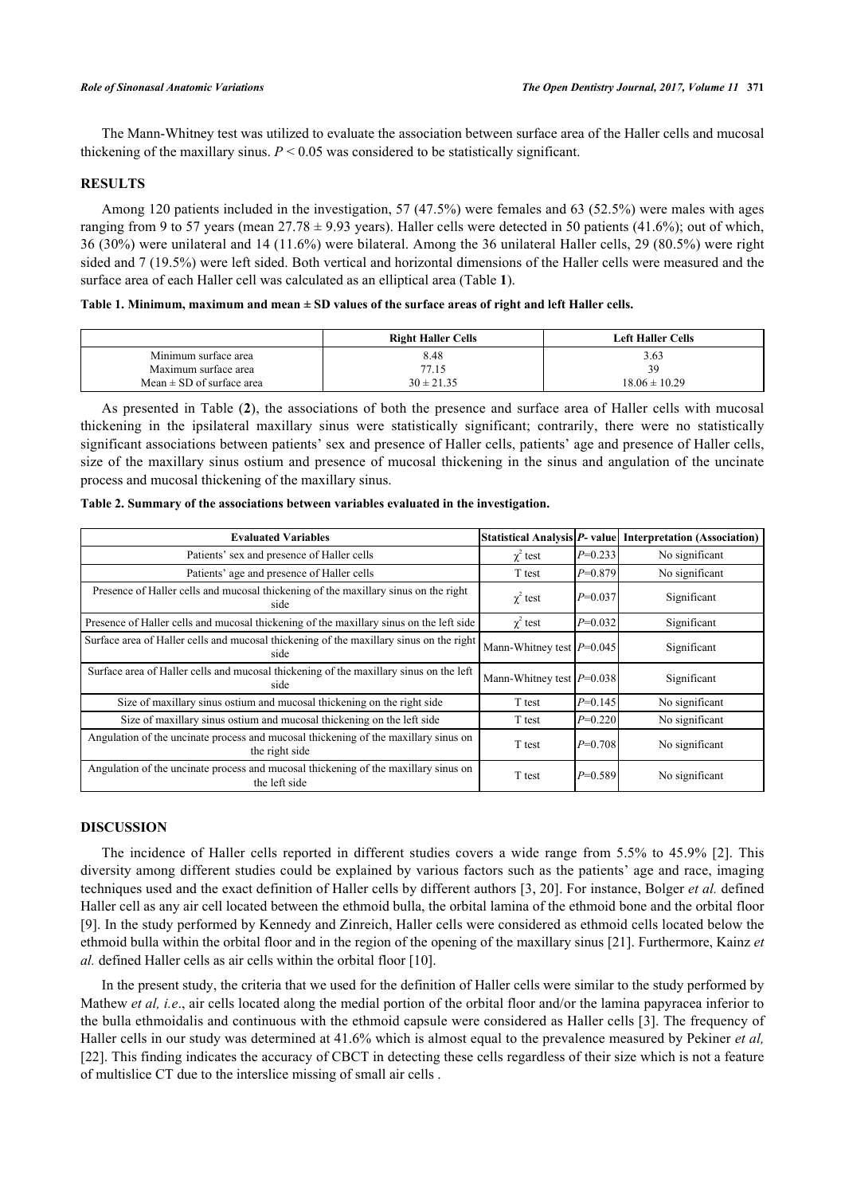The Mann-Whitney test was utilized to evaluate the association between surface area of the Haller cells and mucosal thickening of the maxillary sinus. $P < 0.05$ was considered to be statistically significant.

## RESULTS

Among 120 patients included in the investigation, 57 (47.5%) were females and 63 (52.5%) were males with ages ranging from 9 to 57 years (mean 27.78 ± 9.93 years). Haller cells were detected in 50 patients (41.6%); out of which, 36 (30%) were unilateral and 14 (11.6%) were bilateral. Among the 36 unilateral Haller cells, 29 (80.5%) were right sided and 7 (19.5%) were left sided. Both vertical and horizontal dimensions of the Haller cells were measured and the surface area of each Haller cell was calculated as an elliptical area (Table **1**).

**Table 1. Minimum, maximum and mean ± SD values of the surface areas of right and left Haller cells.**

| | Right Haller Cells | Left Haller Cells |
|---|---|---|
| Minimum surface area | 8.48 | 3.63 |
| Maximum surface area | 77.15 | 39 |
| Mean ± SD of surface area | 30 ± 21.35 | 18.06 ± 10.29 |

As presented in Table (**2**), the associations of both the presence and surface area of Haller cells with mucosal thickening in the ipsilateral maxillary sinus were statistically significant; contrarily, there were no statistically significant associations between patients' sex and presence of Haller cells, patients' age and presence of Haller cells, size of the maxillary sinus ostium and presence of mucosal thickening in the sinus and angulation of the uncinate process and mucosal thickening of the maxillary sinus.

**Table 2. Summary of the associations between variables evaluated in the investigation.**

| Evaluated Variables | Statistical Analysis | *P*- value | Interpretation (Association) |
|---|---|---|---|
| Patients' sex and presence of Haller cells | $\chi^2$ test | $P$=0.233 | No significant |
| Patients' age and presence of Haller cells | T test | $P$=0.879 | No significant |
| Presence of Haller cells and mucosal thickening of the maxillary sinus on the right side | $\chi^2$ test | $P$=0.037 | Significant |
| Presence of Haller cells and mucosal thickening of the maxillary sinus on the left side | $\chi^2$ test | $P$=0.032 | Significant |
| Surface area of Haller cells and mucosal thickening of the maxillary sinus on the right side | Mann-Whitney test | $P$=0.045 | Significant |
| Surface area of Haller cells and mucosal thickening of the maxillary sinus on the left side | Mann-Whitney test | $P$=0.038 | Significant |
| Size of maxillary sinus ostium and mucosal thickening on the right side | T test | $P$=0.145 | No significant |
| Size of maxillary sinus ostium and mucosal thickening on the left side | T test | $P$=0.220 | No significant |
| Angulation of the uncinate process and mucosal thickening of the maxillary sinus on the right side | T test | $P$=0.708 | No significant |
| Angulation of the uncinate process and mucosal thickening of the maxillary sinus on the left side | T test | $P$=0.589 | No significant |

## DISCUSSION

The incidence of Haller cells reported in different studies covers a wide range from 5.5% to 45.9% [2]. This diversity among different studies could be explained by various factors such as the patients' age and race, imaging techniques used and the exact definition of Haller cells by different authors [3, 20]. For instance, Bolger *et al.* defined Haller cell as any air cell located between the ethmoid bulla, the orbital lamina of the ethmoid bone and the orbital floor [9]. In the study performed by Kennedy and Zinreich, Haller cells were considered as ethmoid cells located below the ethmoid bulla within the orbital floor and in the region of the opening of the maxillary sinus [21]. Furthermore, Kainz *et al.* defined Haller cells as air cells within the orbital floor [10].

In the present study, the criteria that we used for the definition of Haller cells were similar to the study performed by Mathew *et al, i.e*., air cells located along the medial portion of the orbital floor and/or the lamina papyracea inferior to the bulla ethmoidalis and continuous with the ethmoid capsule were considered as Haller cells [3]. The frequency of Haller cells in our study was determined at 41.6% which is almost equal to the prevalence measured by Pekiner *et al,* [22]. This finding indicates the accuracy of CBCT in detecting these cells regardless of their size which is not a feature of multislice CT due to the interslice missing of small air cells .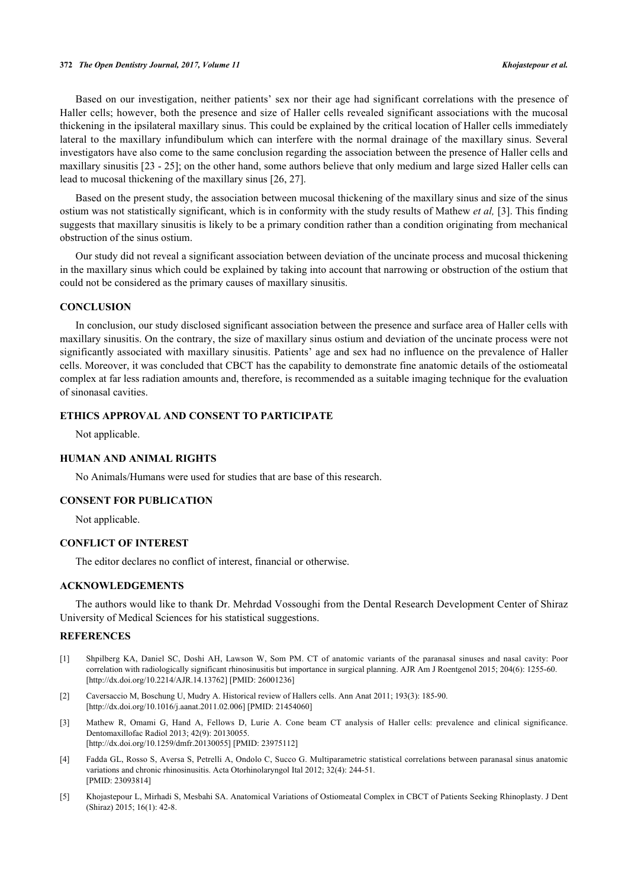Based on our investigation, neither patients' sex nor their age had significant correlations with the presence of Haller cells; however, both the presence and size of Haller cells revealed significant associations with the mucosal thickening in the ipsilateral maxillary sinus. This could be explained by the critical location of Haller cells immediately lateral to the maxillary infundibulum which can interfere with the normal drainage of the maxillary sinus. Several investigators have also come to the same conclusion regarding the association between the presence of Haller cells and maxillary sinusitis [23 - 25]; on the other hand, some authors believe that only medium and large sized Haller cells can lead to mucosal thickening of the maxillary sinus [26, 27].

Based on the present study, the association between mucosal thickening of the maxillary sinus and size of the sinus ostium was not statistically significant, which is in conformity with the study results of Mathew *et al,* [3]. This finding suggests that maxillary sinusitis is likely to be a primary condition rather than a condition originating from mechanical obstruction of the sinus ostium.

Our study did not reveal a significant association between deviation of the uncinate process and mucosal thickening in the maxillary sinus which could be explained by taking into account that narrowing or obstruction of the ostium that could not be considered as the primary causes of maxillary sinusitis.

## CONCLUSION

In conclusion, our study disclosed significant association between the presence and surface area of Haller cells with maxillary sinusitis. On the contrary, the size of maxillary sinus ostium and deviation of the uncinate process were not significantly associated with maxillary sinusitis. Patients' age and sex had no influence on the prevalence of Haller cells. Moreover, it was concluded that CBCT has the capability to demonstrate fine anatomic details of the ostiomeatal complex at far less radiation amounts and, therefore, is recommended as a suitable imaging technique for the evaluation of sinonasal cavities.

## ETHICS APPROVAL AND CONSENT TO PARTICIPATE

Not applicable.

## HUMAN AND ANIMAL RIGHTS

No Animals/Humans were used for studies that are base of this research.

## CONSENT FOR PUBLICATION

Not applicable.

## CONFLICT OF INTEREST

The editor declares no conflict of interest, financial or otherwise.

## ACKNOWLEDGEMENTS

The authors would like to thank Dr. Mehrdad Vossoughi from the Dental Research Development Center of Shiraz University of Medical Sciences for his statistical suggestions.

## REFERENCES

[1] Shpilberg KA, Daniel SC, Doshi AH, Lawson W, Som PM. CT of anatomic variants of the paranasal sinuses and nasal cavity: Poor correlation with radiologically significant rhinosinusitis but importance in surgical planning. AJR Am J Roentgenol 2015; 204(6): 1255-60. [http://dx.doi.org/10.2214/AJR.14.13762] [PMID: 26001236]

[2] Caversaccio M, Boschung U, Mudry A. Historical review of Hallers cells. Ann Anat 2011; 193(3): 185-90. [http://dx.doi.org/10.1016/j.aanat.2011.02.006] [PMID: 21454060]

[3] Mathew R, Omami G, Hand A, Fellows D, Lurie A. Cone beam CT analysis of Haller cells: prevalence and clinical significance. Dentomaxillofac Radiol 2013; 42(9): 20130055. [http://dx.doi.org/10.1259/dmfr.20130055] [PMID: 23975112]

[4] Fadda GL, Rosso S, Aversa S, Petrelli A, Ondolo C, Succo G. Multiparametric statistical correlations between paranasal sinus anatomic variations and chronic rhinosinusitis. Acta Otorhinolaryngol Ital 2012; 32(4): 244-51. [PMID: 23093814]

[5] Khojastepour L, Mirhadi S, Mesbahi SA. Anatomical Variations of Ostiomeatal Complex in CBCT of Patients Seeking Rhinoplasty. J Dent (Shiraz) 2015; 16(1): 42-8.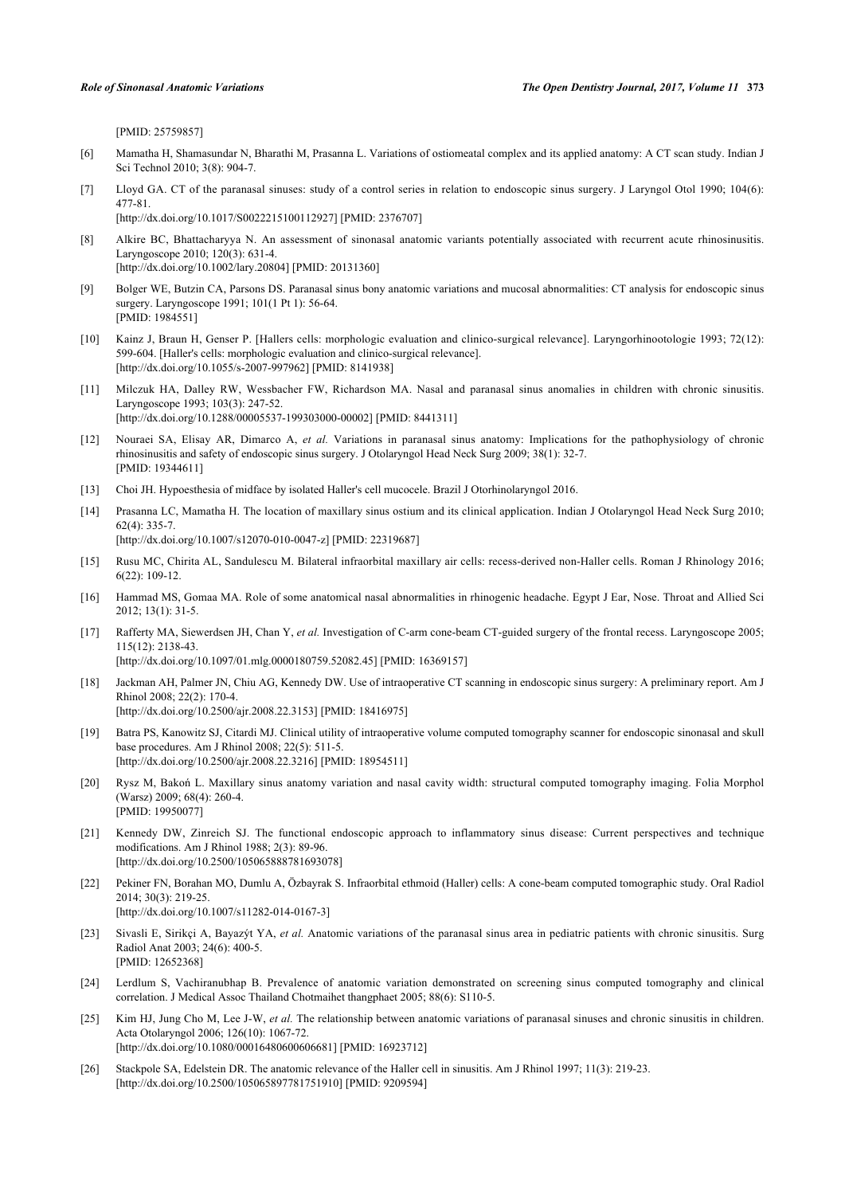[PMID: 25759857]

[6] Mamatha H, Shamasundar N, Bharathi M, Prasanna L. Variations of ostiomeatal complex and its applied anatomy: A CT scan study. Indian J Sci Technol 2010; 3(8): 904-7.

[7] Lloyd GA. CT of the paranasal sinuses: study of a control series in relation to endoscopic sinus surgery. J Laryngol Otol 1990; 104(6): 477-81.
[http://dx.doi.org/10.1017/S0022215100112927] [PMID: 2376707]

[8] Alkire BC, Bhattacharyya N. An assessment of sinonasal anatomic variants potentially associated with recurrent acute rhinosinusitis. Laryngoscope 2010; 120(3): 631-4.
[http://dx.doi.org/10.1002/lary.20804] [PMID: 20131360]

[9] Bolger WE, Butzin CA, Parsons DS. Paranasal sinus bony anatomic variations and mucosal abnormalities: CT analysis for endoscopic sinus surgery. Laryngoscope 1991; 101(1 Pt 1): 56-64.
[PMID: 1984551]

[10] Kainz J, Braun H, Genser P. [Hallers cells: morphologic evaluation and clinico-surgical relevance]. Laryngorhinootologie 1993; 72(12): 599-604. [Haller's cells: morphologic evaluation and clinico-surgical relevance].
[http://dx.doi.org/10.1055/s-2007-997962] [PMID: 8141938]

[11] Milczuk HA, Dalley RW, Wessbacher FW, Richardson MA. Nasal and paranasal sinus anomalies in children with chronic sinusitis. Laryngoscope 1993; 103(3): 247-52.
[http://dx.doi.org/10.1288/00005537-199303000-00002] [PMID: 8441311]

[12] Nouraei SA, Elisay AR, Dimarco A, *et al.* Variations in paranasal sinus anatomy: Implications for the pathophysiology of chronic rhinosinusitis and safety of endoscopic sinus surgery. J Otolaryngol Head Neck Surg 2009; 38(1): 32-7.
[PMID: 19344611]

[13] Choi JH. Hypoesthesia of midface by isolated Haller's cell mucocele. Brazil J Otorhinolaryngol 2016.

[14] Prasanna LC, Mamatha H. The location of maxillary sinus ostium and its clinical application. Indian J Otolaryngol Head Neck Surg 2010; 62(4): 335-7.
[http://dx.doi.org/10.1007/s12070-010-0047-z] [PMID: 22319687]

[15] Rusu MC, Chirita AL, Sandulescu M. Bilateral infraorbital maxillary air cells: recess-derived non-Haller cells. Roman J Rhinology 2016; 6(22): 109-12.

[16] Hammad MS, Gomaa MA. Role of some anatomical nasal abnormalities in rhinogenic headache. Egypt J Ear, Nose. Throat and Allied Sci 2012; 13(1): 31-5.

[17] Rafferty MA, Siewerdsen JH, Chan Y, *et al.* Investigation of C-arm cone-beam CT-guided surgery of the frontal recess. Laryngoscope 2005; 115(12): 2138-43.
[http://dx.doi.org/10.1097/01.mlg.0000180759.52082.45] [PMID: 16369157]

[18] Jackman AH, Palmer JN, Chiu AG, Kennedy DW. Use of intraoperative CT scanning in endoscopic sinus surgery: A preliminary report. Am J Rhinol 2008; 22(2): 170-4.
[http://dx.doi.org/10.2500/ajr.2008.22.3153] [PMID: 18416975]

[19] Batra PS, Kanowitz SJ, Citardi MJ. Clinical utility of intraoperative volume computed tomography scanner for endoscopic sinonasal and skull base procedures. Am J Rhinol 2008; 22(5): 511-5.
[http://dx.doi.org/10.2500/ajr.2008.22.3216] [PMID: 18954511]

[20] Rysz M, Bakoń L. Maxillary sinus anatomy variation and nasal cavity width: structural computed tomography imaging. Folia Morphol (Warsz) 2009; 68(4): 260-4.
[PMID: 19950077]

[21] Kennedy DW, Zinreich SJ. The functional endoscopic approach to inflammatory sinus disease: Current perspectives and technique modifications. Am J Rhinol 1988; 2(3): 89-96.
[http://dx.doi.org/10.2500/105065888781693078]

[22] Pekiner FN, Borahan MO, Dumlu A, Özbayrak S. Infraorbital ethmoid (Haller) cells: A cone-beam computed tomographic study. Oral Radiol 2014; 30(3): 219-25.
[http://dx.doi.org/10.1007/s11282-014-0167-3]

[23] Sivasli E, Sirikçi A, Bayazýt YA, *et al.* Anatomic variations of the paranasal sinus area in pediatric patients with chronic sinusitis. Surg Radiol Anat 2003; 24(6): 400-5.
[PMID: 12652368]

[24] Lerdlum S, Vachiranubhap B. Prevalence of anatomic variation demonstrated on screening sinus computed tomography and clinical correlation. J Medical Assoc Thailand Chotmaihet thangphaet 2005; 88(6): S110-5.

[25] Kim HJ, Jung Cho M, Lee J-W, *et al.* The relationship between anatomic variations of paranasal sinuses and chronic sinusitis in children. Acta Otolaryngol 2006; 126(10): 1067-72.
[http://dx.doi.org/10.1080/00016480600606681] [PMID: 16923712]

[26] Stackpole SA, Edelstein DR. The anatomic relevance of the Haller cell in sinusitis. Am J Rhinol 1997; 11(3): 219-23.
[http://dx.doi.org/10.2500/105065897781751910] [PMID: 9209594]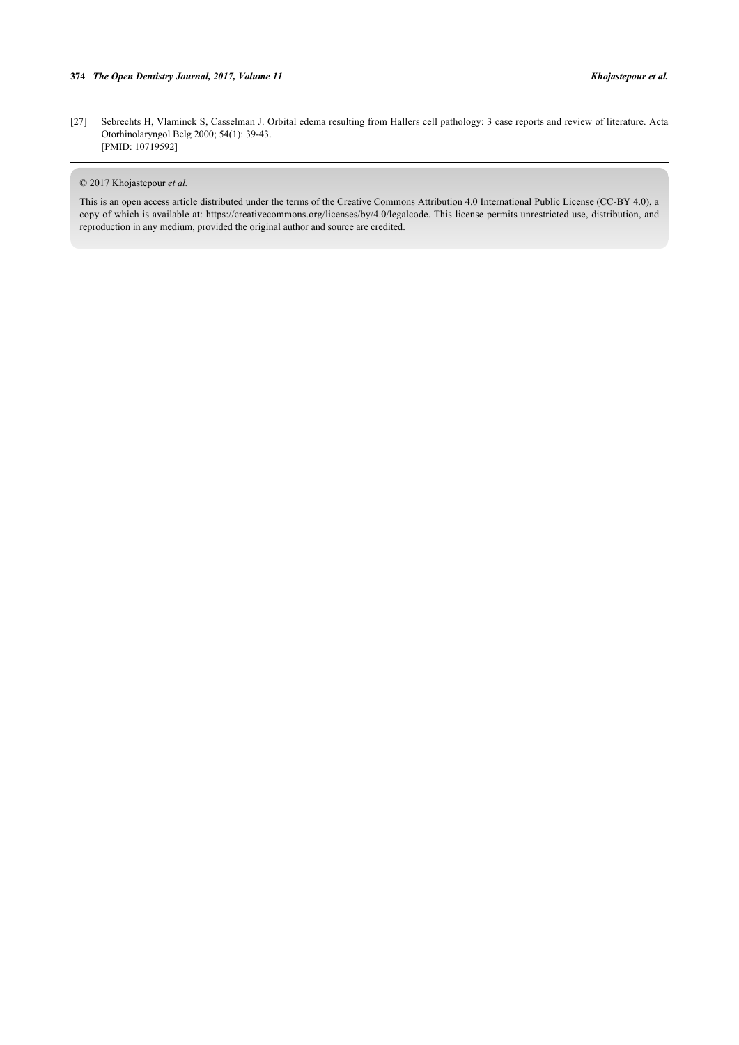[27] Sebrechts H, Vlaminck S, Casselman J. Orbital edema resulting from Hallers cell pathology: 3 case reports and review of literature. Acta Otorhinolaryngol Belg 2000; 54(1): 39-43. [PMID: 10719592]

© 2017 Khojastepour *et al.*

This is an open access article distributed under the terms of the Creative Commons Attribution 4.0 International Public License (CC-BY 4.0), a copy of which is available at: https://creativecommons.org/licenses/by/4.0/legalcode. This license permits unrestricted use, distribution, and reproduction in any medium, provided the original author and source are credited.